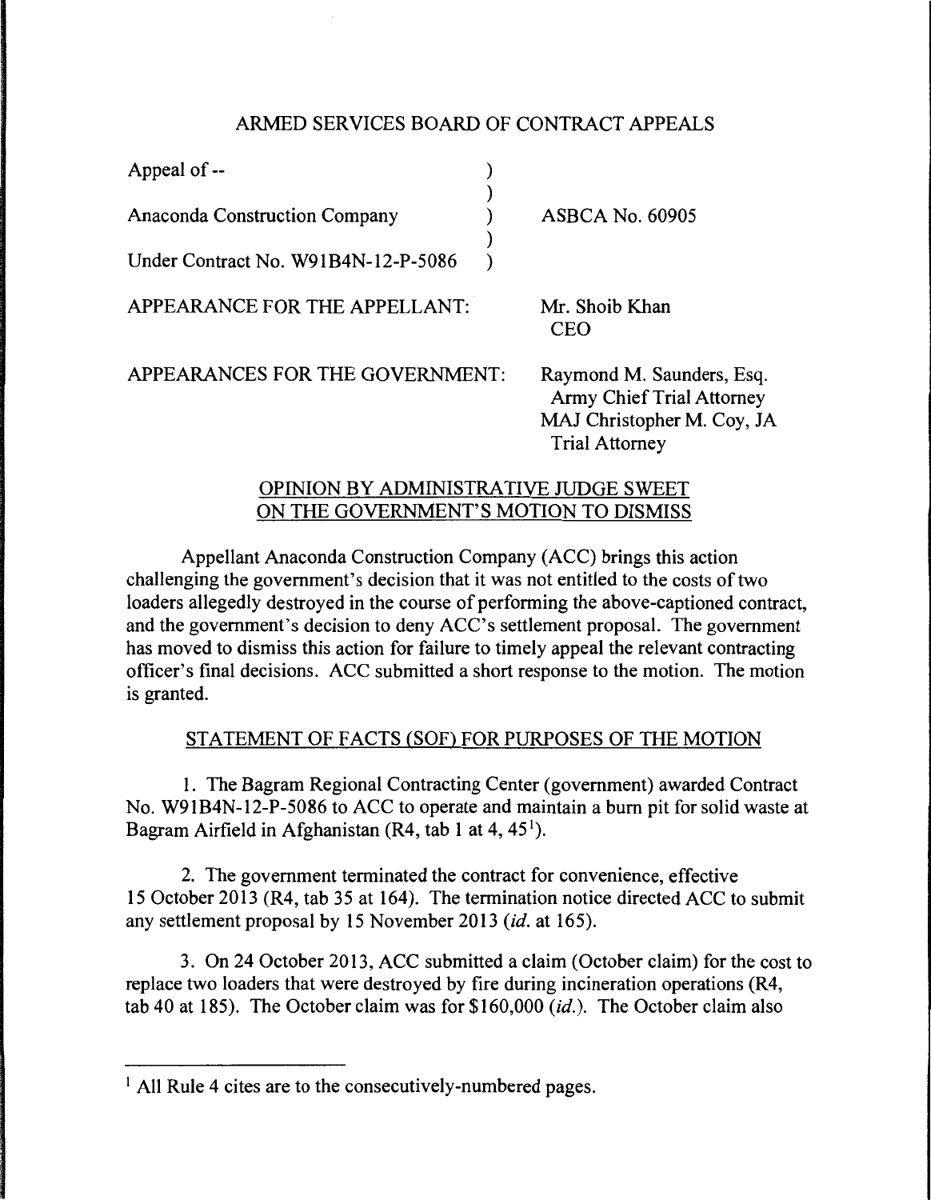# ARMED SERVICES BOARD OF CONTRACT APPEALS

| | | |
|---|---|---|
| Appeal of -- | ) | |
| | ) | |
| Anaconda Construction Company | ) | ASBCA No. 60905 |
| | ) | |
| Under Contract No. W91B4N-12-P-5086 | ) | |

APPEARANCE FOR THE APPELLANT: Mr. Shoib Khan
CEO

APPEARANCES FOR THE GOVERNMENT: Raymond M. Saunders, Esq.
Army Chief Trial Attorney
MAJ Christopher M. Coy, JA
Trial Attorney

## OPINION BY ADMINISTRATIVE JUDGE SWEET ON THE GOVERNMENT'S MOTION TO DISMISS

Appellant Anaconda Construction Company (ACC) brings this action challenging the government's decision that it was not entitled to the costs of two loaders allegedly destroyed in the course of performing the above-captioned contract, and the government's decision to deny ACC's settlement proposal. The government has moved to dismiss this action for failure to timely appeal the relevant contracting officer's final decisions. ACC submitted a short response to the motion. The motion is granted.

## STATEMENT OF FACTS (SOF) FOR PURPOSES OF THE MOTION

1. The Bagram Regional Contracting Center (government) awarded Contract No. W91B4N-12-P-5086 to ACC to operate and maintain a burn pit for solid waste at Bagram Airfield in Afghanistan (R4, tab 1 at 4, 45[1]).

2. The government terminated the contract for convenience, effective 15 October 2013 (R4, tab 35 at 164). The termination notice directed ACC to submit any settlement proposal by 15 November 2013 (*id.* at 165).

3. On 24 October 2013, ACC submitted a claim (October claim) for the cost to replace two loaders that were destroyed by fire during incineration operations (R4, tab 40 at 185). The October claim was for $160,000 (*id.*). The October claim also

[1] All Rule 4 cites are to the consecutively-numbered pages.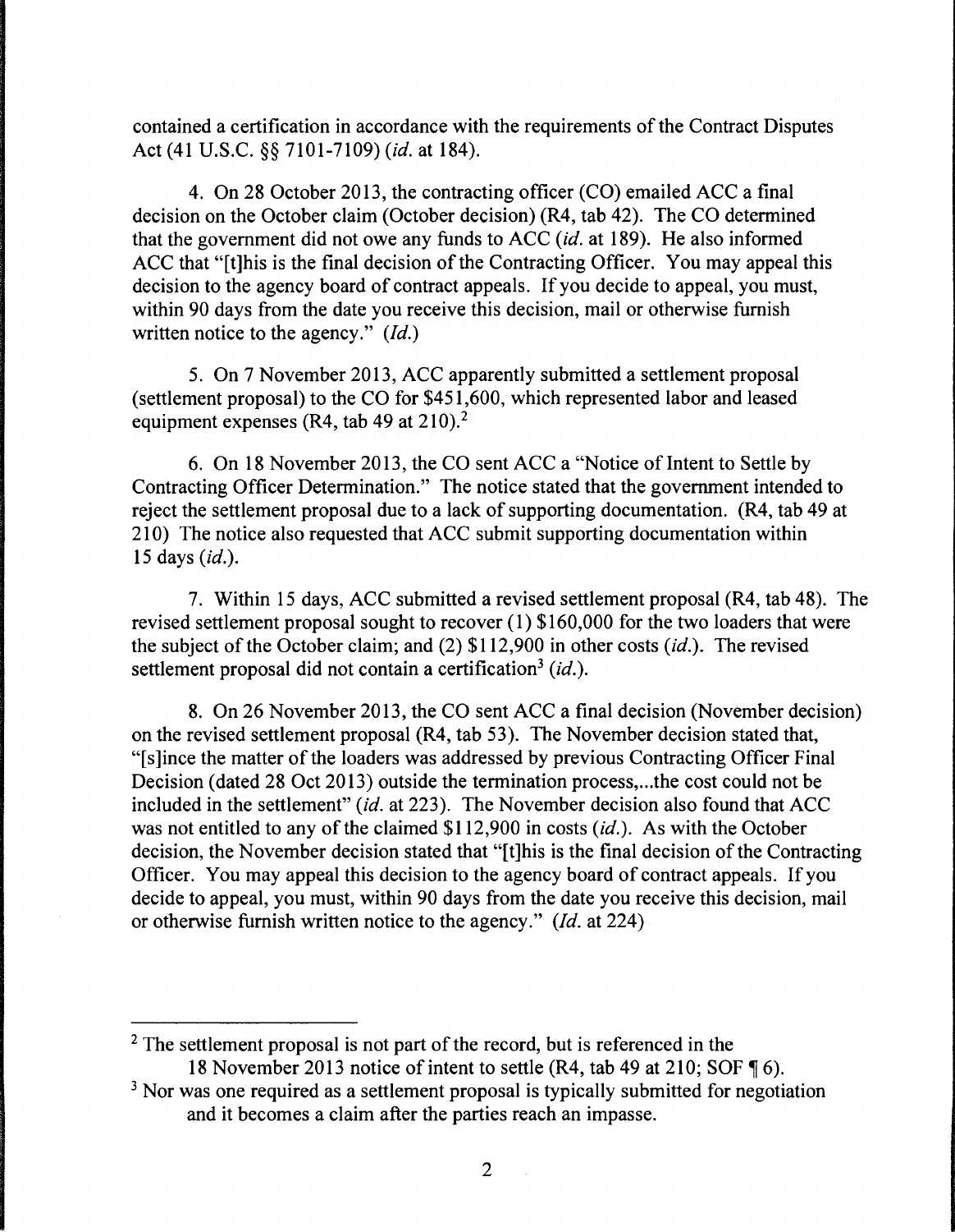contained a certification in accordance with the requirements of the Contract Disputes Act (41 U.S.C. §§ 7101-7109) (*id.* at 184).

4. On 28 October 2013, the contracting officer (CO) emailed ACC a final decision on the October claim (October decision) (R4, tab 42). The CO determined that the government did not owe any funds to ACC (*id.* at 189). He also informed ACC that "[t]his is the final decision of the Contracting Officer. You may appeal this decision to the agency board of contract appeals. If you decide to appeal, you must, within 90 days from the date you receive this decision, mail or otherwise furnish written notice to the agency." (*Id.*)

5. On 7 November 2013, ACC apparently submitted a settlement proposal (settlement proposal) to the CO for $451,600, which represented labor and leased equipment expenses (R4, tab 49 at 210).[2]

6. On 18 November 2013, the CO sent ACC a "Notice of Intent to Settle by Contracting Officer Determination." The notice stated that the government intended to reject the settlement proposal due to a lack of supporting documentation. (R4, tab 49 at 210) The notice also requested that ACC submit supporting documentation within 15 days (*id.*).

7. Within 15 days, ACC submitted a revised settlement proposal (R4, tab 48). The revised settlement proposal sought to recover (1) $160,000 for the two loaders that were the subject of the October claim; and (2) $112,900 in other costs (*id.*). The revised settlement proposal did not contain a certification[3] (*id.*).

8. On 26 November 2013, the CO sent ACC a final decision (November decision) on the revised settlement proposal (R4, tab 53). The November decision stated that, "[s]ince the matter of the loaders was addressed by previous Contracting Officer Final Decision (dated 28 Oct 2013) outside the termination process,...the cost could not be included in the settlement" (*id.* at 223). The November decision also found that ACC was not entitled to any of the claimed $112,900 in costs (*id.*). As with the October decision, the November decision stated that "[t]his is the final decision of the Contracting Officer. You may appeal this decision to the agency board of contract appeals. If you decide to appeal, you must, within 90 days from the date you receive this decision, mail or otherwise furnish written notice to the agency." (*Id.* at 224)

---

[2] The settlement proposal is not part of the record, but is referenced in the 18 November 2013 notice of intent to settle (R4, tab 49 at 210; SOF ¶ 6).

[3] Nor was one required as a settlement proposal is typically submitted for negotiation and it becomes a claim after the parties reach an impasse.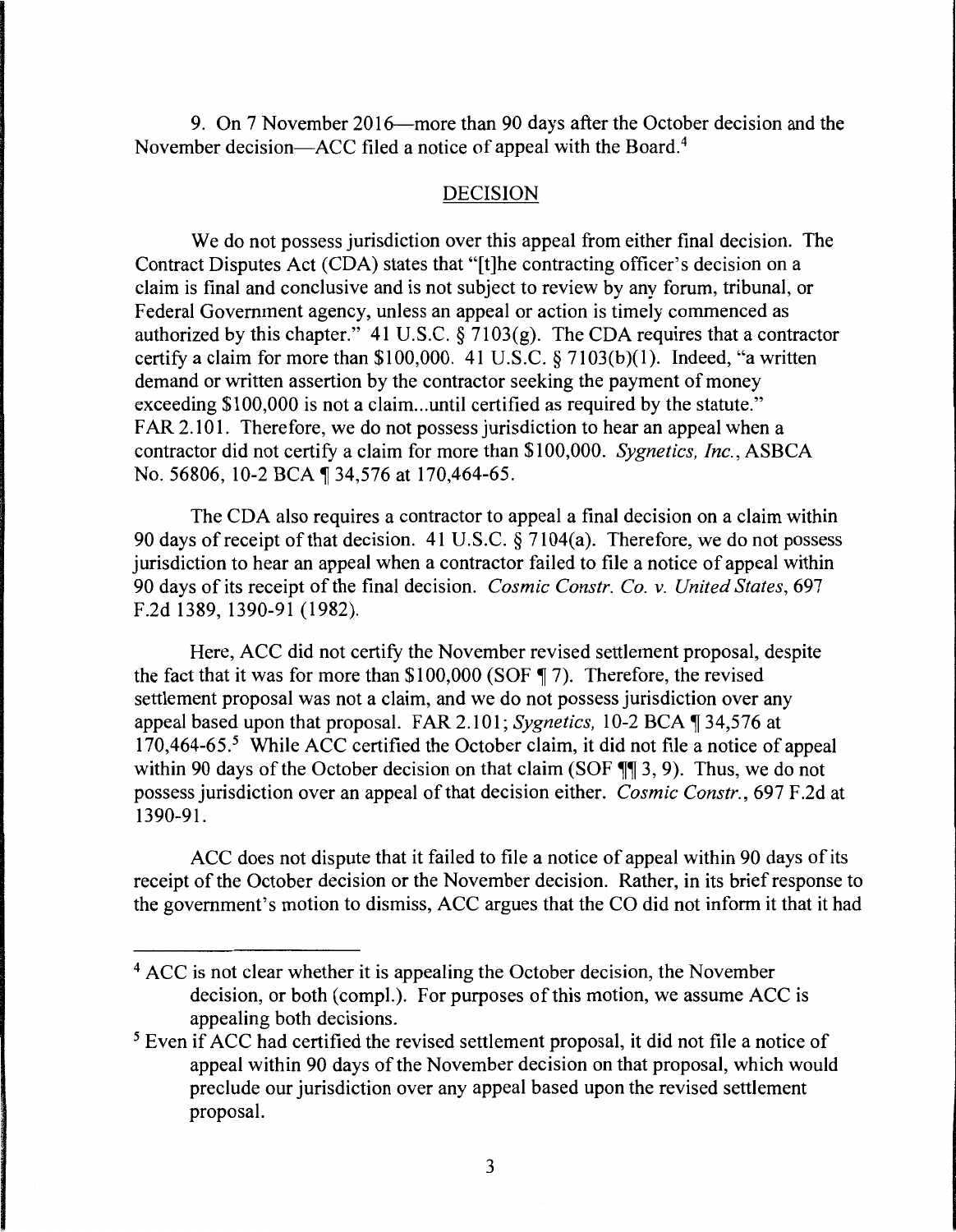9. On 7 November 2016—more than 90 days after the October decision and the November decision—ACC filed a notice of appeal with the Board.[4]

## DECISION

We do not possess jurisdiction over this appeal from either final decision. The Contract Disputes Act (CDA) states that "[t]he contracting officer's decision on a claim is final and conclusive and is not subject to review by any forum, tribunal, or Federal Government agency, unless an appeal or action is timely commenced as authorized by this chapter." 41 U.S.C. § 7103(g). The CDA requires that a contractor certify a claim for more than $100,000. 41 U.S.C. § 7103(b)(1). Indeed, "a written demand or written assertion by the contractor seeking the payment of money exceeding $100,000 is not a claim...until certified as required by the statute." FAR 2.101. Therefore, we do not possess jurisdiction to hear an appeal when a contractor did not certify a claim for more than $100,000. *Sygnetics, Inc.*, ASBCA No. 56806, 10-2 BCA ¶ 34,576 at 170,464-65.

The CDA also requires a contractor to appeal a final decision on a claim within 90 days of receipt of that decision. 41 U.S.C. § 7104(a). Therefore, we do not possess jurisdiction to hear an appeal when a contractor failed to file a notice of appeal within 90 days of its receipt of the final decision. *Cosmic Constr. Co. v. United States*, 697 F.2d 1389, 1390-91 (1982).

Here, ACC did not certify the November revised settlement proposal, despite the fact that it was for more than $100,000 (SOF ¶ 7). Therefore, the revised settlement proposal was not a claim, and we do not possess jurisdiction over any appeal based upon that proposal. FAR 2.101; *Sygnetics*, 10-2 BCA ¶ 34,576 at 170,464-65.[5] While ACC certified the October claim, it did not file a notice of appeal within 90 days of the October decision on that claim (SOF ¶¶ 3, 9). Thus, we do not possess jurisdiction over an appeal of that decision either. *Cosmic Constr.*, 697 F.2d at 1390-91.

ACC does not dispute that it failed to file a notice of appeal within 90 days of its receipt of the October decision or the November decision. Rather, in its brief response to the government's motion to dismiss, ACC argues that the CO did not inform it that it had

---

[4] ACC is not clear whether it is appealing the October decision, the November decision, or both (compl.). For purposes of this motion, we assume ACC is appealing both decisions.

[5] Even if ACC had certified the revised settlement proposal, it did not file a notice of appeal within 90 days of the November decision on that proposal, which would preclude our jurisdiction over any appeal based upon the revised settlement proposal.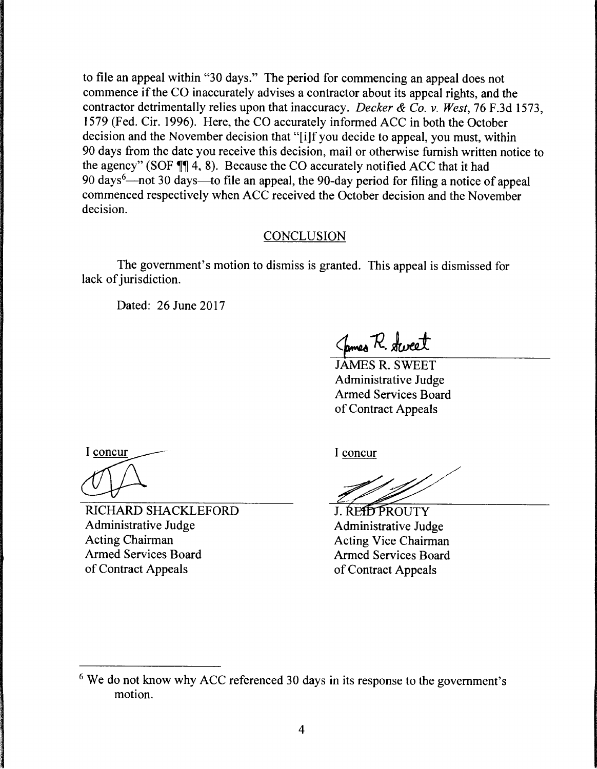to file an appeal within "30 days." The period for commencing an appeal does not commence if the CO inaccurately advises a contractor about its appeal rights, and the contractor detrimentally relies upon that inaccuracy. *Decker & Co. v. West*, 76 F.3d 1573, 1579 (Fed. Cir. 1996). Here, the CO accurately informed ACC in both the October decision and the November decision that "[i]f you decide to appeal, you must, within 90 days from the date you receive this decision, mail or otherwise furnish written notice to the agency" (SOF ¶¶ 4, 8). Because the CO accurately notified ACC that it had 90 days[6]—not 30 days—to file an appeal, the 90-day period for filing a notice of appeal commenced respectively when ACC received the October decision and the November decision.

## CONCLUSION

The government's motion to dismiss is granted. This appeal is dismissed for lack of jurisdiction.

Dated: 26 June 2017

JAMES R. SWEET
Administrative Judge
Armed Services Board
of Contract Appeals

I concur

RICHARD SHACKLEFORD
Administrative Judge
Acting Chairman
Armed Services Board
of Contract Appeals

I concur

J. REID PROUTY
Administrative Judge
Acting Vice Chairman
Armed Services Board
of Contract Appeals

---

[6] We do not know why ACC referenced 30 days in its response to the government's motion.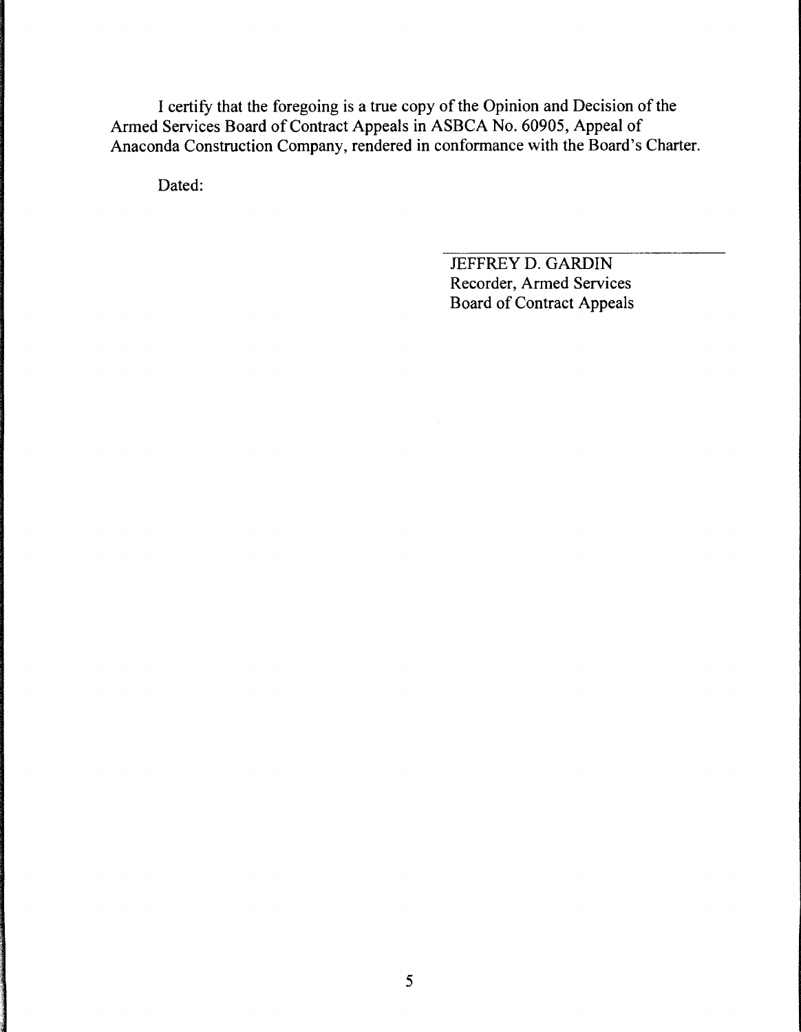I certify that the foregoing is a true copy of the Opinion and Decision of the Armed Services Board of Contract Appeals in ASBCA No. 60905, Appeal of Anaconda Construction Company, rendered in conformance with the Board's Charter.

Dated:

JEFFREY D. GARDIN
Recorder, Armed Services
Board of Contract Appeals